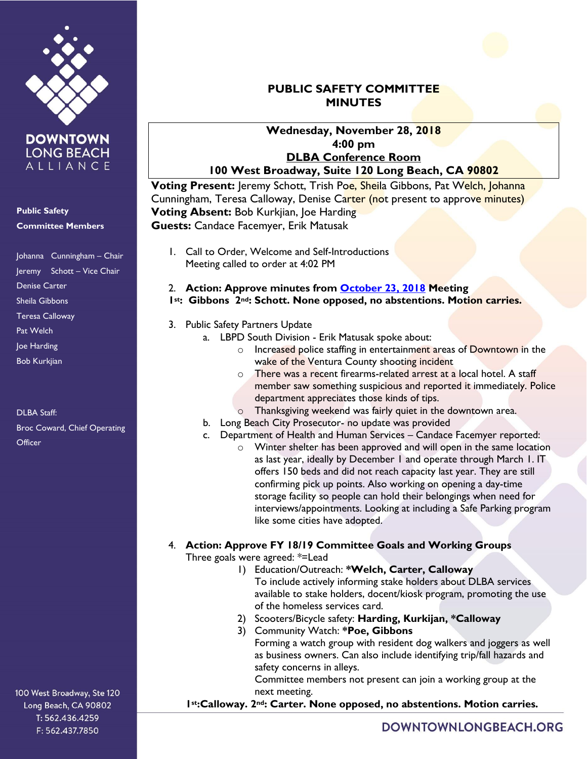**DOWNTOWN LONG BEACH ALLIANCE**

**Public Safety Committee Members**

Johanna Cunningham – Chair
Jeremy Schott – Vice Chair
Denise Carter
Sheila Gibbons
Teresa Calloway
Pat Welch
Joe Harding
Bob Kurkjian

DLBA Staff:
Broc Coward, Chief Operating Officer

100 West Broadway, Ste 120
Long Beach, CA 90802
T: 562.436.4259
F: 562.437.7850

# PUBLIC SAFETY COMMITTEE MINUTES

**Wednesday, November 28, 2018**
**4:00 pm**
**DLBA Conference Room**
**100 West Broadway, Suite 120 Long Beach, CA 90802**

**Voting Present:** Jeremy Schott, Trish Poe, Sheila Gibbons, Pat Welch, Johanna Cunningham, Teresa Calloway, Denise Carter (not present to approve minutes)
**Voting Absent:** Bob Kurkjian, Joe Harding
**Guests:** Candace Facemyer, Erik Matusak

1. Call to Order, Welcome and Self-Introductions
   Meeting called to order at 4:02 PM

2. **Action: Approve minutes from October 23, 2018 Meeting**
   **1st: Gibbons 2nd: Schott. None opposed, no abstentions. Motion carries.**

3. Public Safety Partners Update
   a. LBPD South Division - Erik Matusak spoke about:
      - Increased police staffing in entertainment areas of Downtown in the wake of the Ventura County shooting incident
      - There was a recent firearms-related arrest at a local hotel. A staff member saw something suspicious and reported it immediately. Police department appreciates those kinds of tips.
      - Thanksgiving weekend was fairly quiet in the downtown area.

   b. Long Beach City Prosecutor- no update was provided
   c. Department of Health and Human Services – Candace Facemyer reported:
      - Winter shelter has been approved and will open in the same location as last year, ideally by December 1 and operate through March 1. IT offers 150 beds and did not reach capacity last year. They are still confirming pick up points. Also working on opening a day-time storage facility so people can hold their belongings when need for interviews/appointments. Looking at including a Safe Parking program like some cities have adopted.

4. **Action: Approve FY 18/19 Committee Goals and Working Groups**
   Three goals were agreed: *=Lead
   1) Education/Outreach: ***Welch, Carter, Calloway**
      To include actively informing stake holders about DLBA services available to stake holders, docent/kiosk program, promoting the use of the homeless services card.
   2) Scooters/Bicycle safety: **Harding, Kurkijan, *Calloway**
   3) Community Watch: ***Poe, Gibbons**
      Forming a watch group with resident dog walkers and joggers as well as business owners. Can also include identifying trip/fall hazards and safety concerns in alleys.
      Committee members not present can join a working group at the next meeting.

   **1st:Calloway. 2nd: Carter. None opposed, no abstentions. Motion carries.**

DOWNTOWNLONGBEACH.ORG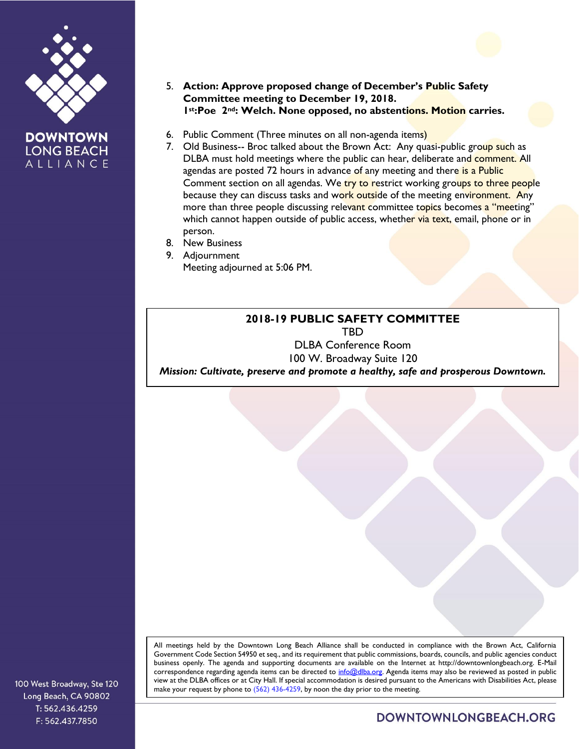5. **Action: Approve proposed change of December's Public Safety Committee meeting to December 19, 2018.**
   **1st:Poe 2nd: Welch. None opposed, no abstentions. Motion carries.**

6. Public Comment (Three minutes on all non-agenda items)
7. Old Business-- Broc talked about the Brown Act: Any quasi-public group such as DLBA must hold meetings where the public can hear, deliberate and comment. All agendas are posted 72 hours in advance of any meeting and there is a Public Comment section on all agendas. We try to restrict working groups to three people because they can discuss tasks and work outside of the meeting environment. Any more than three people discussing relevant committee topics becomes a "meeting" which cannot happen outside of public access, whether via text, email, phone or in person.
8. New Business
9. Adjournment
   Meeting adjourned at 5:06 PM.

**2018-19 PUBLIC SAFETY COMMITTEE**
TBD
DLBA Conference Room
100 W. Broadway Suite 120
***Mission: Cultivate, preserve and promote a healthy, safe and prosperous Downtown.***

All meetings held by the Downtown Long Beach Alliance shall be conducted in compliance with the Brown Act, California Government Code Section 54950 et seq., and its requirement that public commissions, boards, councils, and public agencies conduct business openly. The agenda and supporting documents are available on the Internet at http://downtownlongbeach.org. E-Mail correspondence regarding agenda items can be directed to info@dlba.org. Agenda items may also be reviewed as posted in public view at the DLBA offices or at City Hall. If special accommodation is desired pursuant to the Americans with Disabilities Act, please make your request by phone to (562) 436-4259, by noon the day prior to the meeting.

DOWNTOWN LONG BEACH ALLIANCE
100 West Broadway, Ste 120
Long Beach, CA 90802
T: 562.436.4259
F: 562.437.7850

DOWNTOWNLONGBEACH.ORG